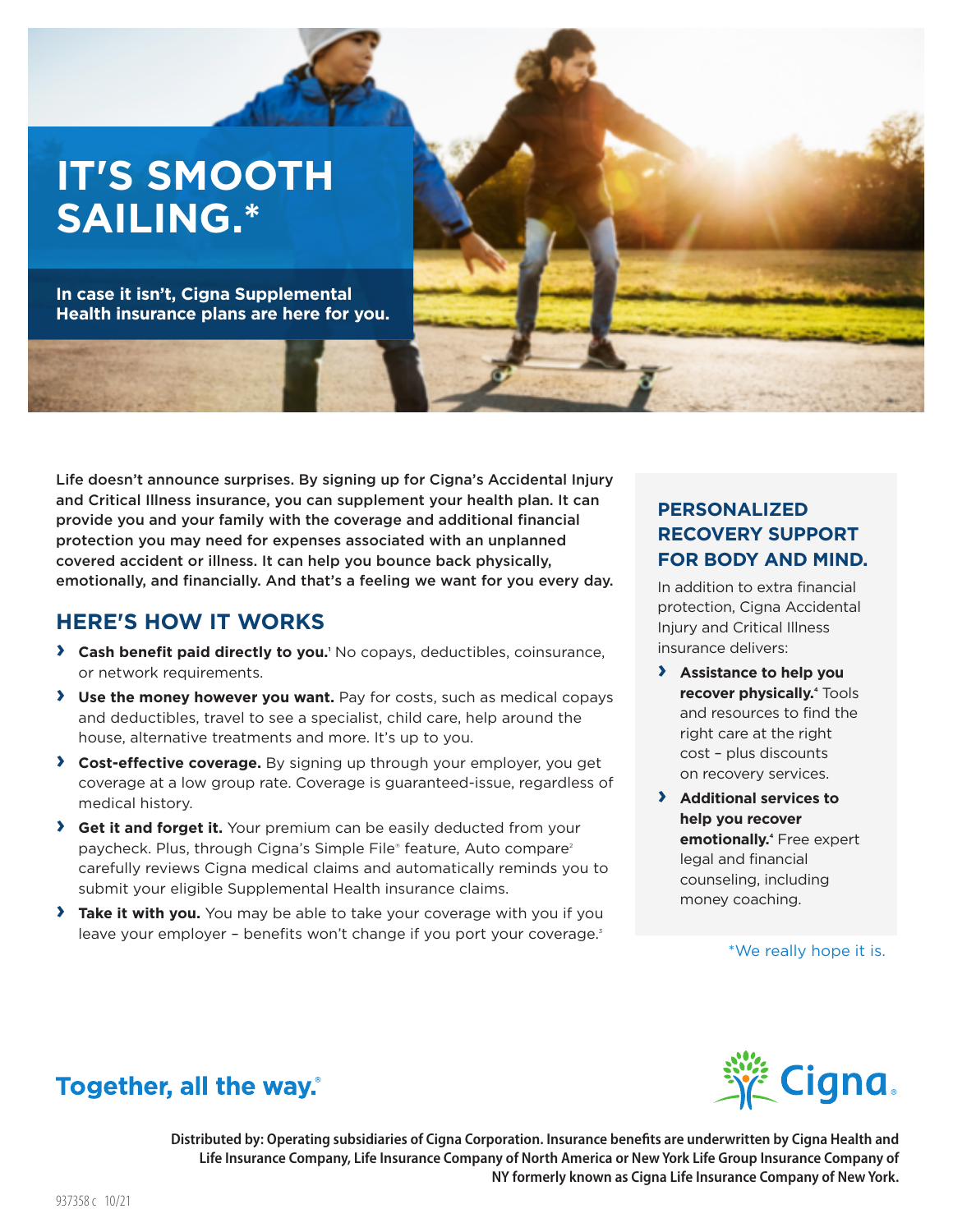# IT'S SMOOTH SAILING.*

**In case it isn't, Cigna Supplemental Health insurance plans are here for you.**

**Life doesn't announce surprises. By signing up for Cigna's Accidental Injury and Critical Illness insurance, you can supplement your health plan. It can provide you and your family with the coverage and additional financial protection you may need for expenses associated with an unplanned covered accident or illness. It can help you bounce back physically, emotionally, and financially. And that's a feeling we want for you every day.**

## HERE'S HOW IT WORKS

- **Cash benefit paid directly to you.**[1] No copays, deductibles, coinsurance, or network requirements.
- **Use the money however you want.** Pay for costs, such as medical copays and deductibles, travel to see a specialist, child care, help around the house, alternative treatments and more. It's up to you.
- **Cost-effective coverage.** By signing up through your employer, you get coverage at a low group rate. Coverage is guaranteed-issue, regardless of medical history.
- **Get it and forget it.** Your premium can be easily deducted from your paycheck. Plus, through Cigna's Simple File® feature, Auto compare[2] carefully reviews Cigna medical claims and automatically reminds you to submit your eligible Supplemental Health insurance claims.
- **Take it with you.** You may be able to take your coverage with you if you leave your employer – benefits won't change if you port your coverage.[3]

## PERSONALIZED RECOVERY SUPPORT FOR BODY AND MIND.

In addition to extra financial protection, Cigna Accidental Injury and Critical Illness insurance delivers:

- **Assistance to help you recover physically.**[4] Tools and resources to find the right care at the right cost – plus discounts on recovery services.
- **Additional services to help you recover emotionally.**[4] Free expert legal and financial counseling, including money coaching.

*We really hope it is.

**Together, all the way.®**

Cigna.

**Distributed by: Operating subsidiaries of Cigna Corporation. Insurance benefits are underwritten by Cigna Health and Life Insurance Company, Life Insurance Company of North America or New York Life Group Insurance Company of NY formerly known as Cigna Life Insurance Company of New York.**

937358 c 10/21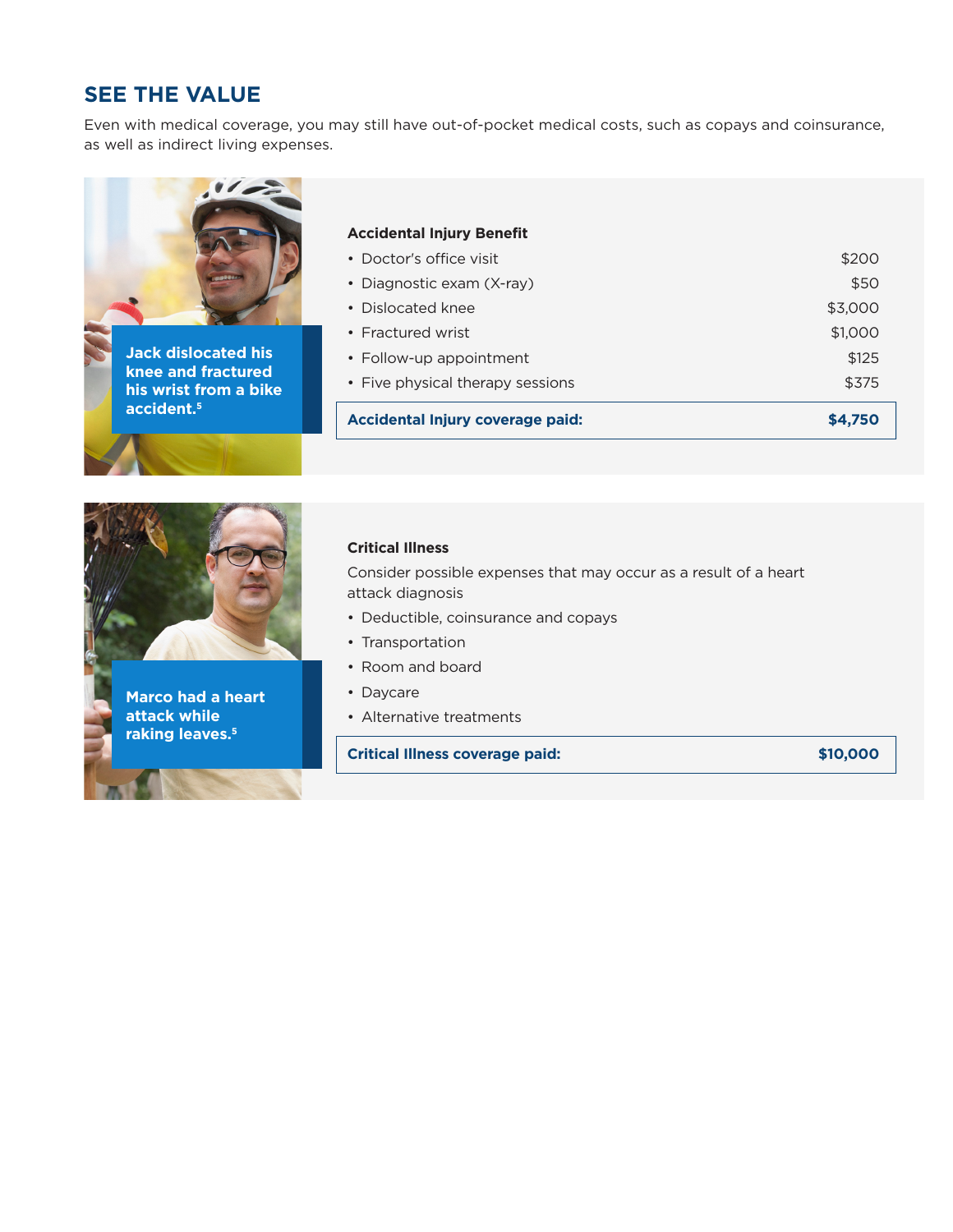## SEE THE VALUE

Even with medical coverage, you may still have out-of-pocket medical costs, such as copays and coinsurance, as well as indirect living expenses.

**Jack dislocated his knee and fractured his wrist from a bike accident.[5]**

**Accidental Injury Benefit**

| | |
|---|---|
| • Doctor's office visit | $200 |
| • Diagnostic exam (X-ray) | $50 |
| • Dislocated knee | $3,000 |
| • Fractured wrist | $1,000 |
| • Follow-up appointment | $125 |
| • Five physical therapy sessions | $375 |
| **Accidental Injury coverage paid:** | **$4,750** |

**Marco had a heart attack while raking leaves.[5]**

**Critical Illness**

Consider possible expenses that may occur as a result of a heart attack diagnosis

- Deductible, coinsurance and copays
- Transportation
- Room and board
- Daycare
- Alternative treatments

**Critical Illness coverage paid: $10,000**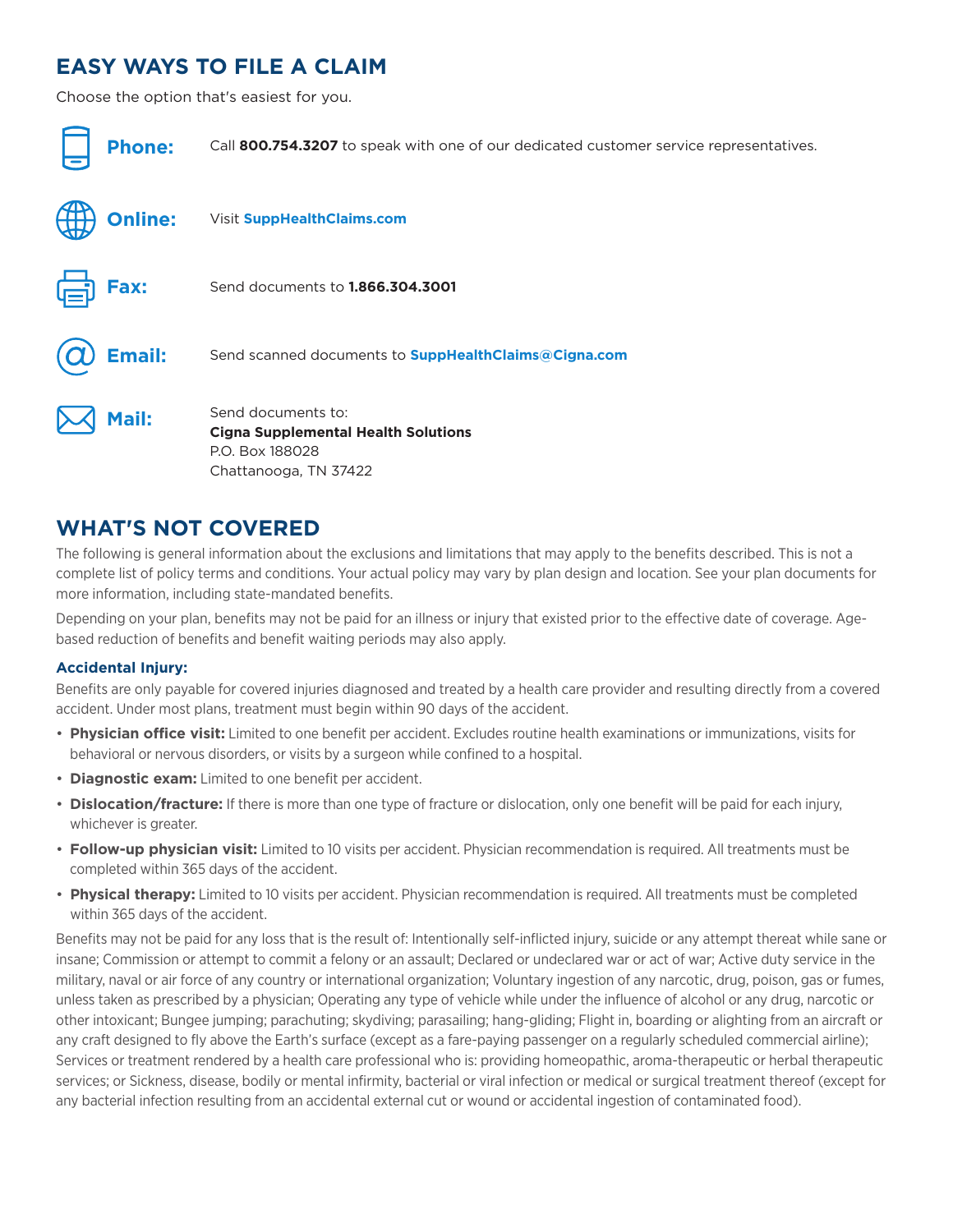## EASY WAYS TO FILE A CLAIM

Choose the option that's easiest for you.

**Phone:** Call **800.754.3207** to speak with one of our dedicated customer service representatives.

**Online:** Visit **SuppHealthClaims.com**

**Fax:** Send documents to **1.866.304.3001**

**Email:** Send scanned documents to **SuppHealthClaims@Cigna.com**

**Mail:** Send documents to:
**Cigna Supplemental Health Solutions**
P.O. Box 188028
Chattanooga, TN 37422

## WHAT'S NOT COVERED

The following is general information about the exclusions and limitations that may apply to the benefits described. This is not a complete list of policy terms and conditions. Your actual policy may vary by plan design and location. See your plan documents for more information, including state-mandated benefits.

Depending on your plan, benefits may not be paid for an illness or injury that existed prior to the effective date of coverage. Age-based reduction of benefits and benefit waiting periods may also apply.

### Accidental Injury:

Benefits are only payable for covered injuries diagnosed and treated by a health care provider and resulting directly from a covered accident. Under most plans, treatment must begin within 90 days of the accident.

- **Physician office visit:** Limited to one benefit per accident. Excludes routine health examinations or immunizations, visits for behavioral or nervous disorders, or visits by a surgeon while confined to a hospital.
- **Diagnostic exam:** Limited to one benefit per accident.
- **Dislocation/fracture:** If there is more than one type of fracture or dislocation, only one benefit will be paid for each injury, whichever is greater.
- **Follow-up physician visit:** Limited to 10 visits per accident. Physician recommendation is required. All treatments must be completed within 365 days of the accident.
- **Physical therapy:** Limited to 10 visits per accident. Physician recommendation is required. All treatments must be completed within 365 days of the accident.

Benefits may not be paid for any loss that is the result of: Intentionally self-inflicted injury, suicide or any attempt thereat while sane or insane; Commission or attempt to commit a felony or an assault; Declared or undeclared war or act of war; Active duty service in the military, naval or air force of any country or international organization; Voluntary ingestion of any narcotic, drug, poison, gas or fumes, unless taken as prescribed by a physician; Operating any type of vehicle while under the influence of alcohol or any drug, narcotic or other intoxicant; Bungee jumping; parachuting; skydiving; parasailing; hang-gliding; Flight in, boarding or alighting from an aircraft or any craft designed to fly above the Earth's surface (except as a fare-paying passenger on a regularly scheduled commercial airline); Services or treatment rendered by a health care professional who is: providing homeopathic, aroma-therapeutic or herbal therapeutic services; or Sickness, disease, bodily or mental infirmity, bacterial or viral infection or medical or surgical treatment thereof (except for any bacterial infection resulting from an accidental external cut or wound or accidental ingestion of contaminated food).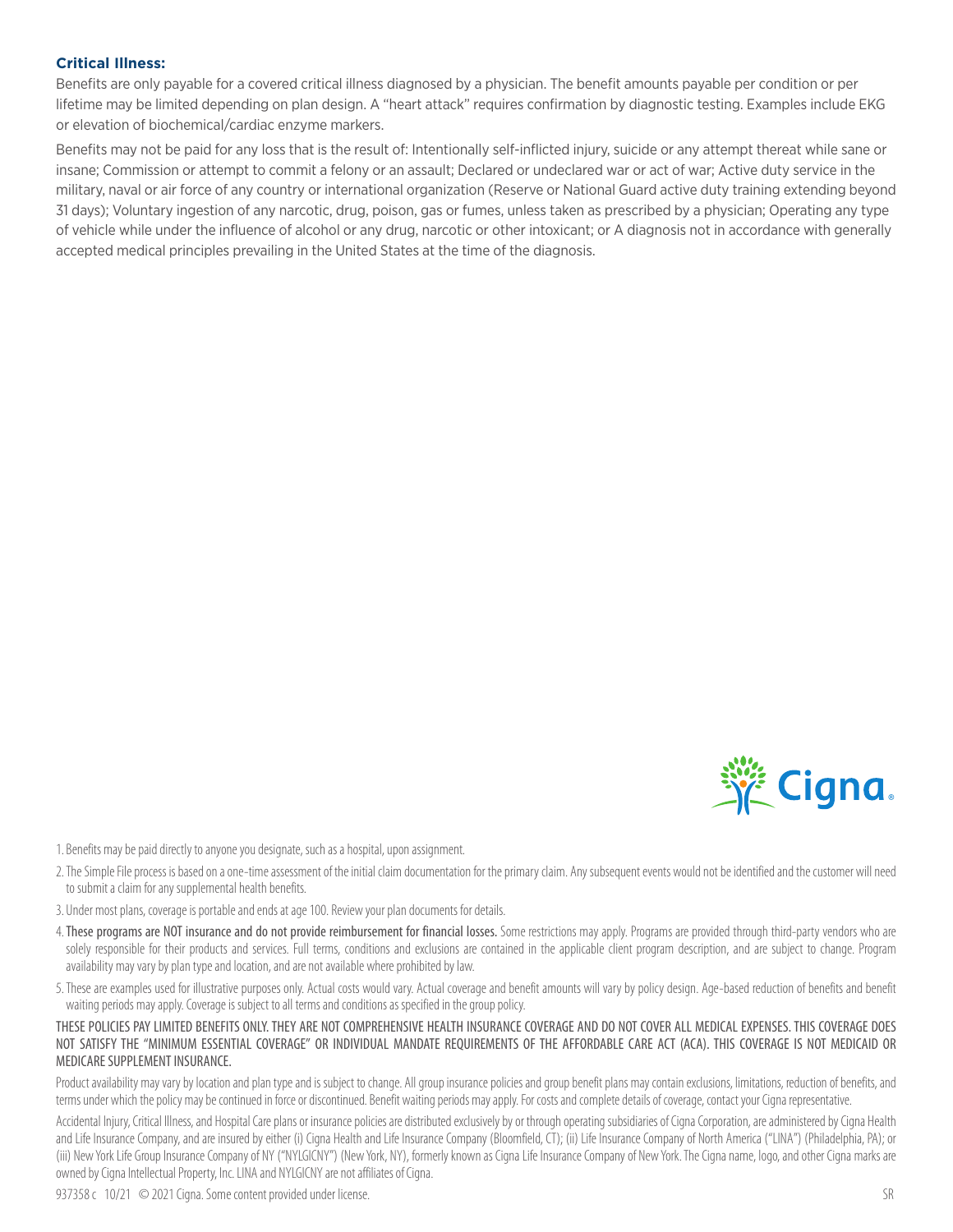### Critical Illness:

Benefits are only payable for a covered critical illness diagnosed by a physician. The benefit amounts payable per condition or per lifetime may be limited depending on plan design. A "heart attack" requires confirmation by diagnostic testing. Examples include EKG or elevation of biochemical/cardiac enzyme markers.

Benefits may not be paid for any loss that is the result of: Intentionally self-inflicted injury, suicide or any attempt thereat while sane or insane; Commission or attempt to commit a felony or an assault; Declared or undeclared war or act of war; Active duty service in the military, naval or air force of any country or international organization (Reserve or National Guard active duty training extending beyond 31 days); Voluntary ingestion of any narcotic, drug, poison, gas or fumes, unless taken as prescribed by a physician; Operating any type of vehicle while under the influence of alcohol or any drug, narcotic or other intoxicant; or A diagnosis not in accordance with generally accepted medical principles prevailing in the United States at the time of the diagnosis.

Cigna

1. Benefits may be paid directly to anyone you designate, such as a hospital, upon assignment.

2. The Simple File process is based on a one-time assessment of the initial claim documentation for the primary claim. Any subsequent events would not be identified and the customer will need to submit a claim for any supplemental health benefits.

3. Under most plans, coverage is portable and ends at age 100. Review your plan documents for details.

4. **These programs are NOT insurance and do not provide reimbursement for financial losses.** Some restrictions may apply. Programs are provided through third-party vendors who are solely responsible for their products and services. Full terms, conditions and exclusions are contained in the applicable client program description, and are subject to change. Program availability may vary by plan type and location, and are not available where prohibited by law.

5. These are examples used for illustrative purposes only. Actual costs would vary. Actual coverage and benefit amounts will vary by policy design. Age-based reduction of benefits and benefit waiting periods may apply. Coverage is subject to all terms and conditions as specified in the group policy.

THESE POLICIES PAY LIMITED BENEFITS ONLY. THEY ARE NOT COMPREHENSIVE HEALTH INSURANCE COVERAGE AND DO NOT COVER ALL MEDICAL EXPENSES. THIS COVERAGE DOES NOT SATISFY THE "MINIMUM ESSENTIAL COVERAGE" OR INDIVIDUAL MANDATE REQUIREMENTS OF THE AFFORDABLE CARE ACT (ACA). THIS COVERAGE IS NOT MEDICAID OR MEDICARE SUPPLEMENT INSURANCE.

Product availability may vary by location and plan type and is subject to change. All group insurance policies and group benefit plans may contain exclusions, limitations, reduction of benefits, and terms under which the policy may be continued in force or discontinued. Benefit waiting periods may apply. For costs and complete details of coverage, contact your Cigna representative.

Accidental Injury, Critical Illness, and Hospital Care plans or insurance policies are distributed exclusively by or through operating subsidiaries of Cigna Corporation, are administered by Cigna Health and Life Insurance Company, and are insured by either (i) Cigna Health and Life Insurance Company (Bloomfield, CT); (ii) Life Insurance Company of North America ("LINA") (Philadelphia, PA); or (iii) New York Life Group Insurance Company of NY ("NYLGICNY") (New York, NY), formerly known as Cigna Life Insurance Company of New York. The Cigna name, logo, and other Cigna marks are owned by Cigna Intellectual Property, Inc. LINA and NYLGICNY are not affiliates of Cigna.

937358 c 10/21 © 2021 Cigna. Some content provided under license. SR